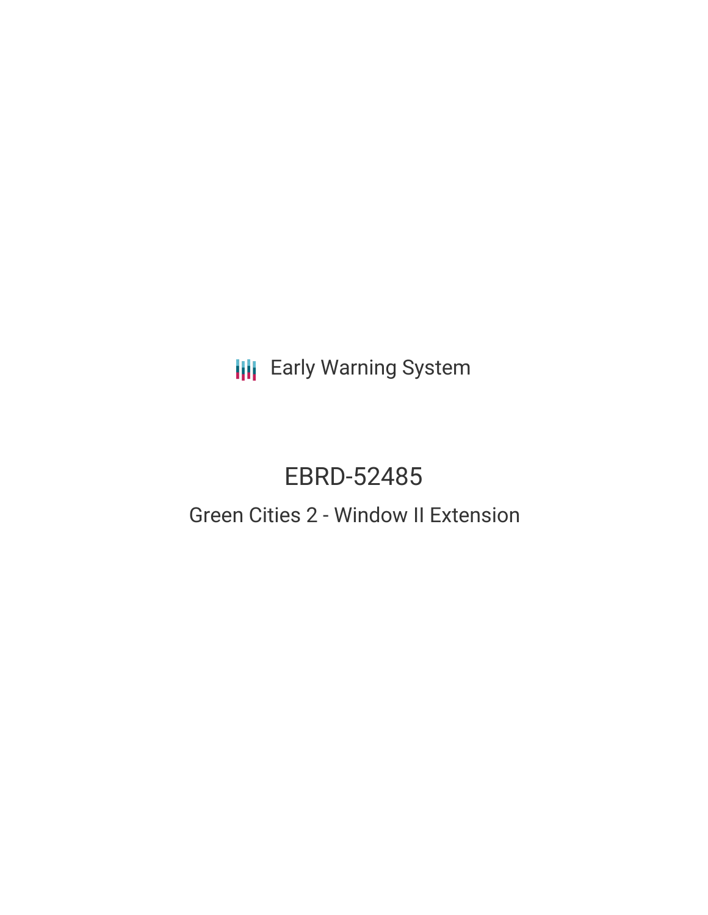Early Warning System

# EBRD-52485

## Green Cities 2 - Window II Extension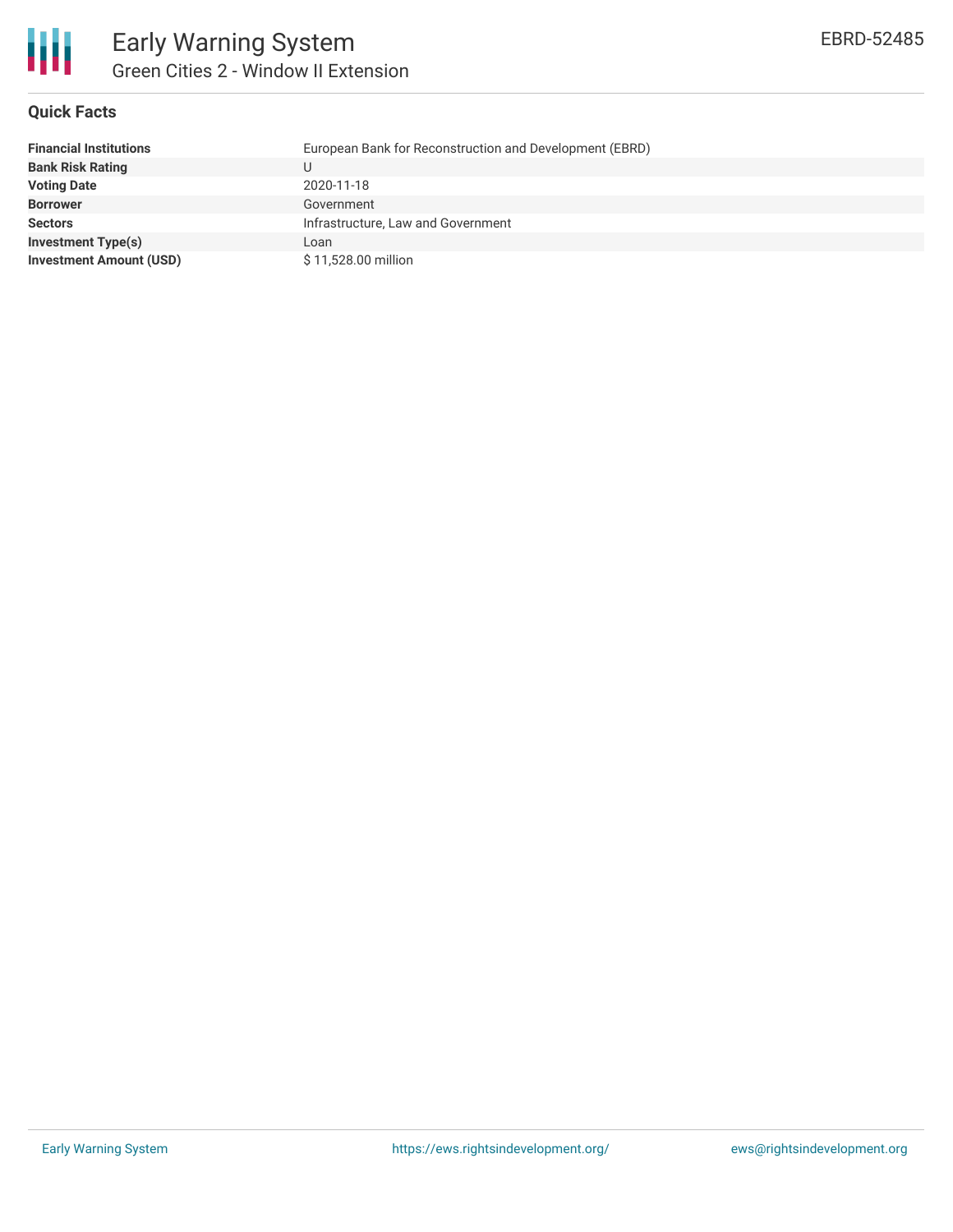# Early Warning System

## Green Cities 2 - Window II Extension

EBRD-52485

### Quick Facts

| | |
|---|---|
| **Financial Institutions** | European Bank for Reconstruction and Development (EBRD) |
| **Bank Risk Rating** | U |
| **Voting Date** | 2020-11-18 |
| **Borrower** | Government |
| **Sectors** | Infrastructure, Law and Government |
| **Investment Type(s)** | Loan |
| **Investment Amount (USD)** | $ 11,528.00 million |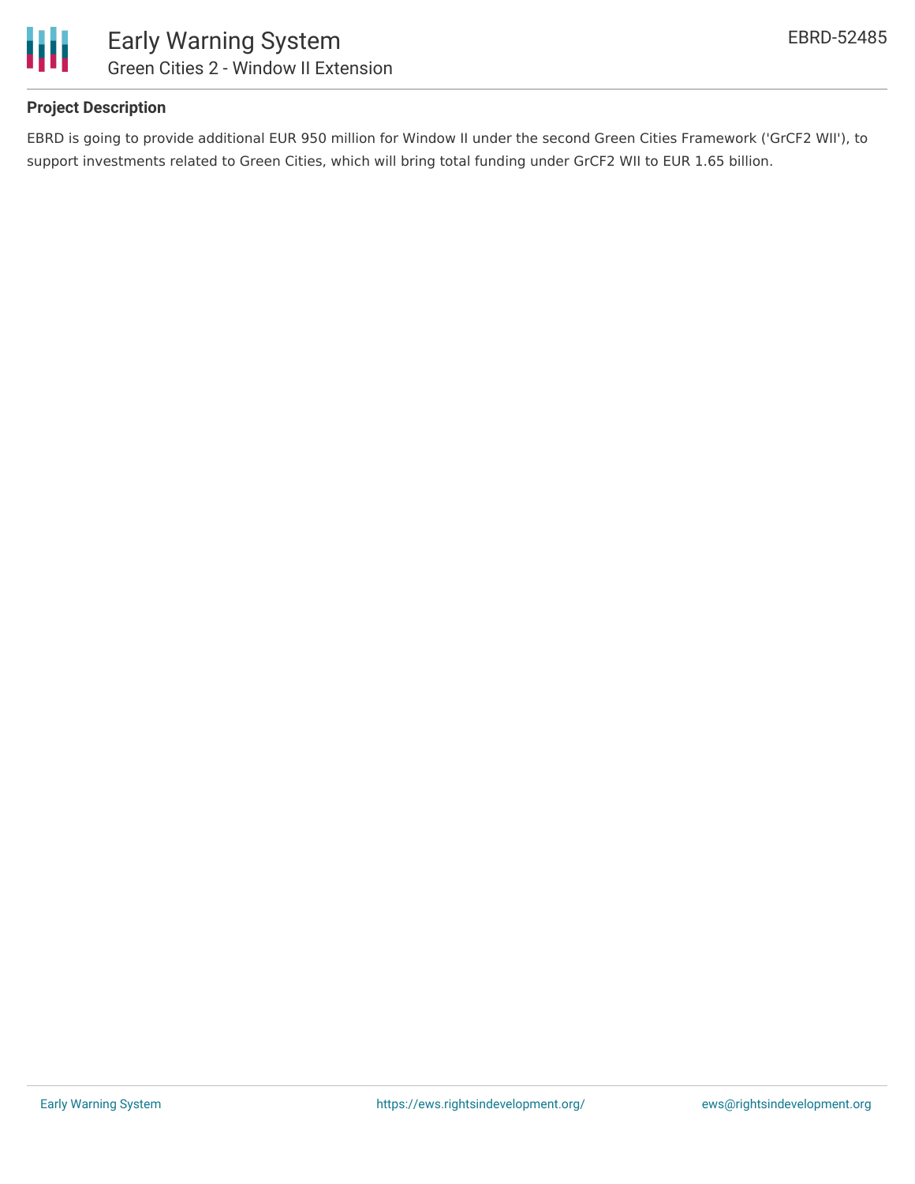## Project Description

EBRD is going to provide additional EUR 950 million for Window II under the second Green Cities Framework ('GrCF2 WII'), to support investments related to Green Cities, which will bring total funding under GrCF2 WII to EUR 1.65 billion.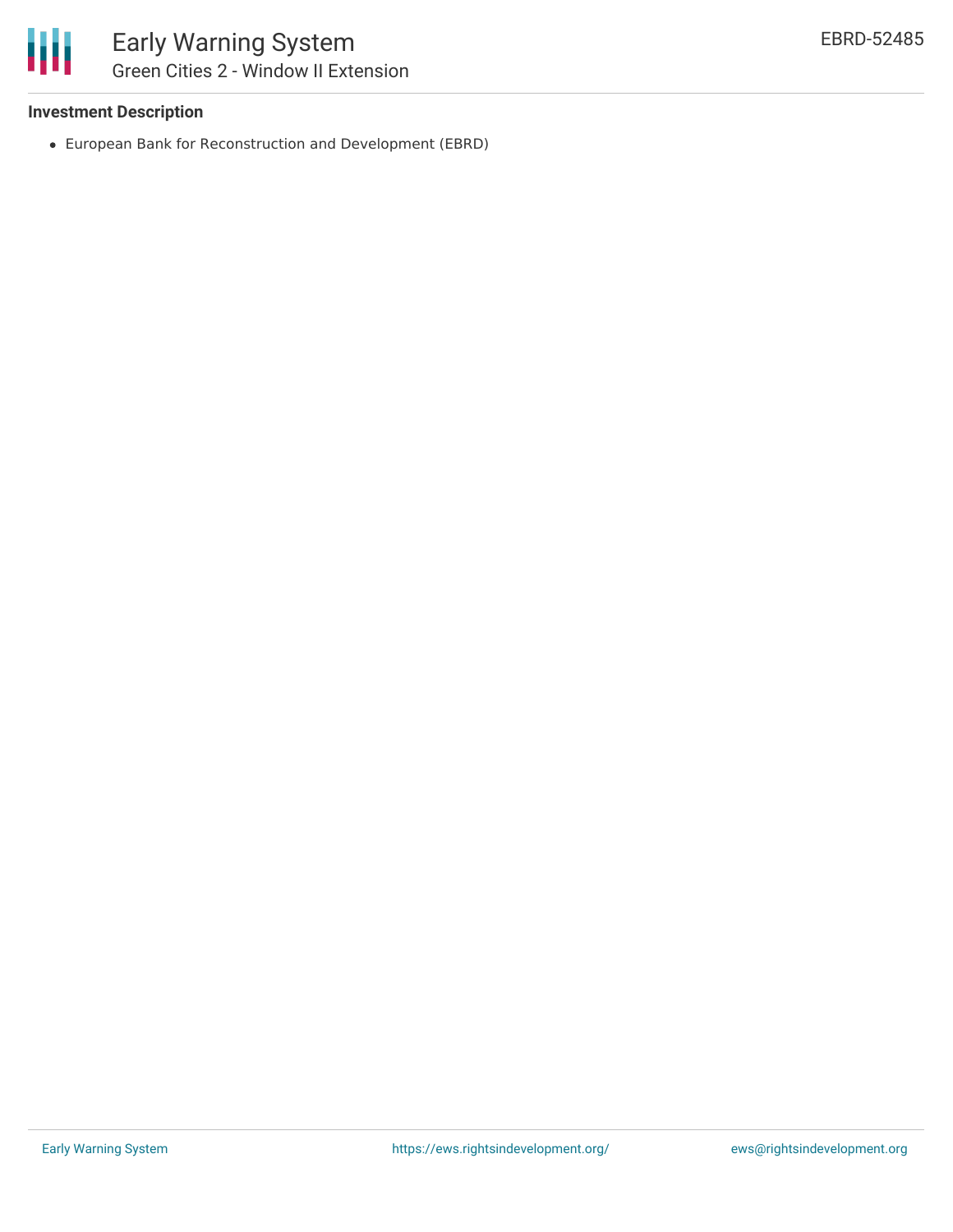**Investment Description**

- European Bank for Reconstruction and Development (EBRD)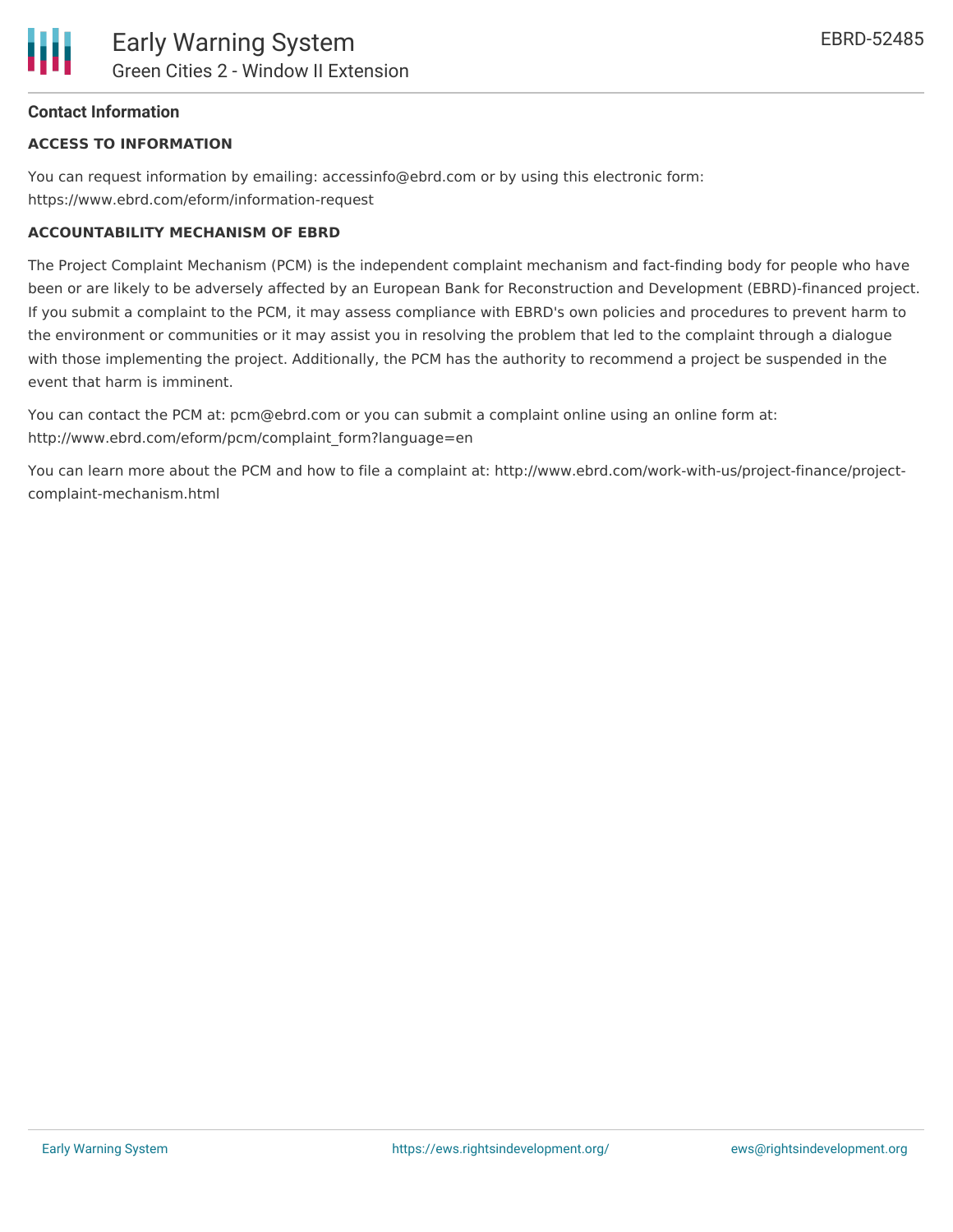### Contact Information

**ACCESS TO INFORMATION**

You can request information by emailing: accessinfo@ebrd.com or by using this electronic form: https://www.ebrd.com/eform/information-request

**ACCOUNTABILITY MECHANISM OF EBRD**

The Project Complaint Mechanism (PCM) is the independent complaint mechanism and fact-finding body for people who have been or are likely to be adversely affected by an European Bank for Reconstruction and Development (EBRD)-financed project. If you submit a complaint to the PCM, it may assess compliance with EBRD's own policies and procedures to prevent harm to the environment or communities or it may assist you in resolving the problem that led to the complaint through a dialogue with those implementing the project. Additionally, the PCM has the authority to recommend a project be suspended in the event that harm is imminent.

You can contact the PCM at: pcm@ebrd.com or you can submit a complaint online using an online form at: http://www.ebrd.com/eform/pcm/complaint_form?language=en

You can learn more about the PCM and how to file a complaint at: http://www.ebrd.com/work-with-us/project-finance/project-complaint-mechanism.html